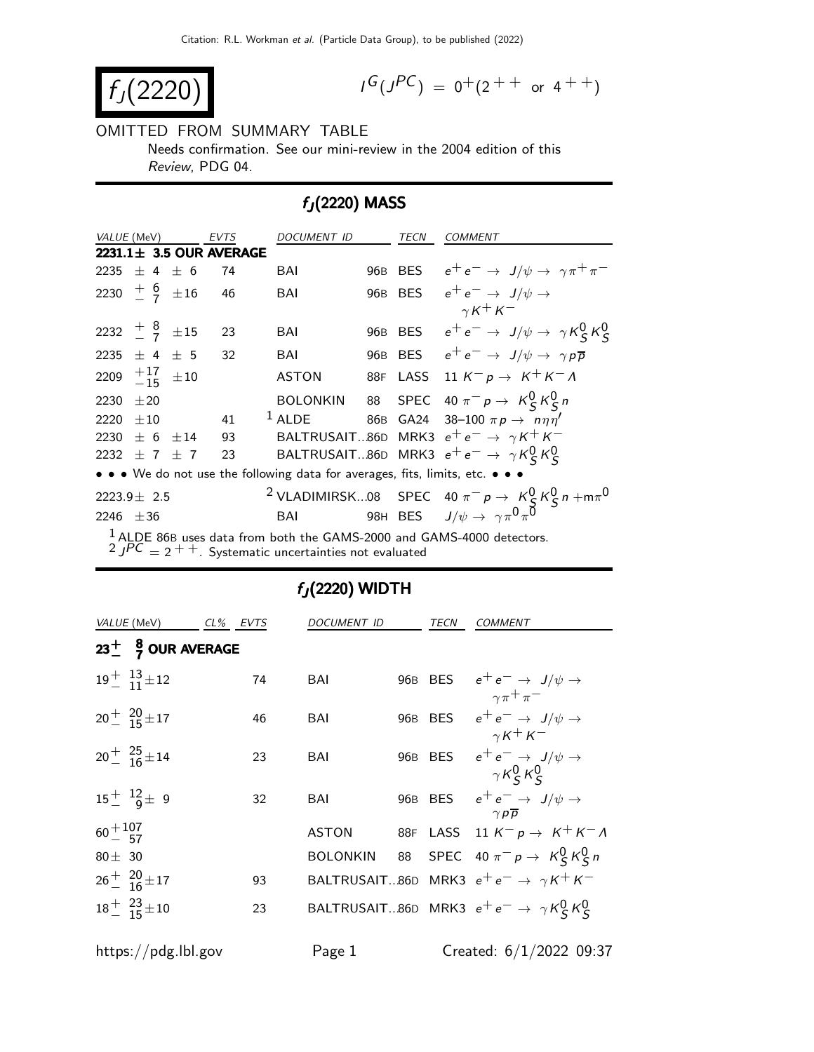# $f_J(2220)$

$I^G(J^{PC}) = 0^+(2^{++}$ or $4^{++})$

OMITTED FROM SUMMARY TABLE

Needs confirmation. See our mini-review in the 2004 edition of this *Review*, PDG 04.

## $f_J(2220)$ MASS

| VALUE (MeV) | EVTS | DOCUMENT ID | | TECN | COMMENT |
|---|---|---|---|---|---|
| **2231.1± 3.5 OUR AVERAGE** | | | | | |
| 2235 ± 4 ± 6 | 74 | BAI | 96B | BES | $e^+e^- \rightarrow J/\psi \rightarrow \gamma\pi^+\pi^-$ |
| 2230 $^{+6}_{-7}$ ±16 | 46 | BAI | 96B | BES | $e^+e^- \rightarrow J/\psi \rightarrow \gamma K^+K^-$ |
| 2232 $^{+8}_{-7}$ ±15 | 23 | BAI | 96B | BES | $e^+e^- \rightarrow J/\psi \rightarrow \gamma K^0_S K^0_S$ |
| 2235 ± 4 ± 5 | 32 | BAI | 96B | BES | $e^+e^- \rightarrow J/\psi \rightarrow \gamma p\overline{p}$ |
| 2209 $^{+17}_{-15}$ ±10 | | ASTON | 88F | LASS | 11 $K^-p \rightarrow K^+K^-\Lambda$ |
| 2230 ±20 | | BOLONKIN | 88 | SPEC | 40 $\pi^-p \rightarrow K^0_S K^0_S n$ |
| 2220 ±10 | 41 | [1] ALDE | 86B | GA24 | 38–100 $\pi p \rightarrow n\eta\eta'$ |
| 2230 ± 6 ±14 | 93 | BALTRUSAIT...86D | | MRK3 | $e^+e^- \rightarrow \gamma K^+K^-$ |
| 2232 ± 7 ± 7 | 23 | BALTRUSAIT...86D | | MRK3 | $e^+e^- \rightarrow \gamma K^0_S K^0_S$ |
| • • • We do not use the following data for averages, fits, limits, etc. • • • | | | | | |
| 2223.9± 2.5 | | [2] VLADIMIRSK...08 | | SPEC | 40 $\pi^-p \rightarrow K^0_S K^0_S n + m\pi^0$ |
| 2246 ±36 | | BAI | 98H | BES | $J/\psi \rightarrow \gamma\pi^0\pi^0$ |

[1] ALDE 86B uses data from both the GAMS-2000 and GAMS-4000 detectors.
[2] $J^{PC} = 2^{++}$. Systematic uncertainties not evaluated

## $f_J(2220)$ WIDTH

| VALUE (MeV) | CL% | EVTS | DOCUMENT ID | | TECN | COMMENT |
|---|---|---|---|---|---|---|
| **23$^{+8}_{-7}$ OUR AVERAGE** | | | | | | |
| 19$^{+13}_{-11}$±12 | | 74 | BAI | 96B | BES | $e^+e^- \rightarrow J/\psi \rightarrow \gamma\pi^+\pi^-$ |
| 20$^{+20}_{-15}$±17 | | 46 | BAI | 96B | BES | $e^+e^- \rightarrow J/\psi \rightarrow \gamma K^+K^-$ |
| 20$^{+25}_{-16}$±14 | | 23 | BAI | 96B | BES | $e^+e^- \rightarrow J/\psi \rightarrow \gamma K^0_S K^0_S$ |
| 15$^{+12}_{-9}$± 9 | | 32 | BAI | 96B | BES | $e^+e^- \rightarrow J/\psi \rightarrow \gamma p\overline{p}$ |
| 60$^{+107}_{-57}$ | | | ASTON | 88F | LASS | 11 $K^-p \rightarrow K^+K^-\Lambda$ |
| 80± 30 | | | BOLONKIN | 88 | SPEC | 40 $\pi^-p \rightarrow K^0_S K^0_S n$ |
| 26$^{+20}_{-16}$±17 | | 93 | BALTRUSAIT...86D | | MRK3 | $e^+e^- \rightarrow \gamma K^+K^-$ |
| 18$^{+23}_{-15}$±10 | | 23 | BALTRUSAIT...86D | | MRK3 | $e^+e^- \rightarrow \gamma K^0_S K^0_S$ |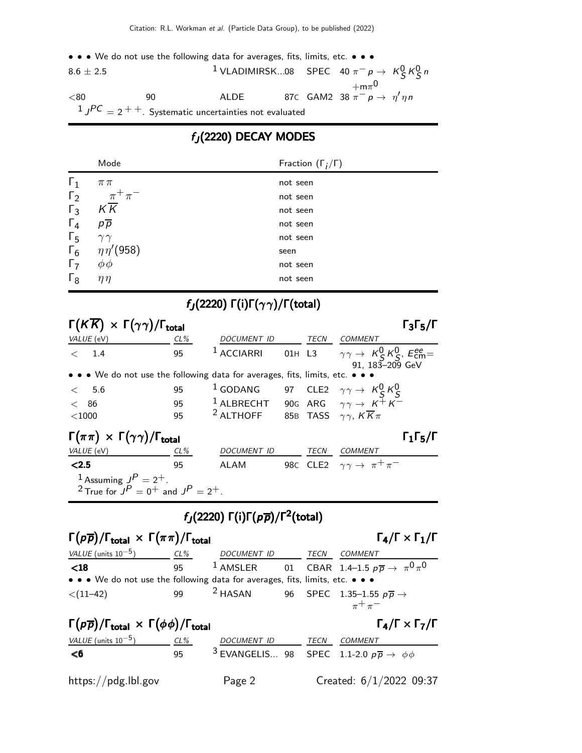• • • We do not use the following data for averages, fits, limits, etc. • • •

| | | | | |
|---|---|---|---|---|
| $8.6 \pm 2.5$ | | [1] VLADIMIRSK...08 | SPEC | 40 $\pi^- p \to K^0_S K^0_S n + m\pi^0$ |
| $<80$ | 90 | ALDE 87C | GAM2 | 38 $\pi^- p \to \eta' \eta n$ |

[1] $J^{PC} = 2^{++}$. Systematic uncertainties not evaluated

## $f_J(2220)$ DECAY MODES

| | Mode | Fraction ($\Gamma_i/\Gamma$) |
|---|---|---|
| $\Gamma_1$ | $\pi\pi$ | not seen |
| $\Gamma_2$ | $\pi^+\pi^-$ | not seen |
| $\Gamma_3$ | $K\overline{K}$ | not seen |
| $\Gamma_4$ | $p\overline{p}$ | not seen |
| $\Gamma_5$ | $\gamma\gamma$ | not seen |
| $\Gamma_6$ | $\eta\eta'(958)$ | seen |
| $\Gamma_7$ | $\phi\phi$ | not seen |
| $\Gamma_8$ | $\eta\eta$ | not seen |

## $f_J(2220)$ $\Gamma(i)\Gamma(\gamma\gamma)/\Gamma(\text{total})$

### $\Gamma(K\overline{K}) \times \Gamma(\gamma\gamma)/\Gamma_{\text{total}}$ $\qquad \Gamma_3\Gamma_5/\Gamma$

| VALUE (eV) | CL% | DOCUMENT ID | | TECN | COMMENT |
|---|---|---|---|---|---|
| $<$ 1.4 | 95 | [1] ACCIARRI | 01H | L3 | $\gamma\gamma \to K^0_S K^0_S$, $E^{ee}_{\text{cm}}$= 91, 183–209 GeV |
| • • • We do not use the following data for averages, fits, limits, etc. • • • | | | | | |
| $<$ 5.6 | 95 | [1] GODANG | 97 | CLE2 | $\gamma\gamma \to K^0_S K^0_S$ |
| $<$ 86 | 95 | [1] ALBRECHT | 90G | ARG | $\gamma\gamma \to K^+ K^-$ |
| $<$1000 | 95 | [2] ALTHOFF | 85B | TASS | $\gamma\gamma$, $K\overline{K}\pi$ |

### $\Gamma(\pi\pi) \times \Gamma(\gamma\gamma)/\Gamma_{\text{total}}$ $\qquad \Gamma_1\Gamma_5/\Gamma$

| VALUE (eV) | CL% | DOCUMENT ID | | TECN | COMMENT |
|---|---|---|---|---|---|
| **<2.5** | 95 | ALAM | 98C | CLE2 | $\gamma\gamma \to \pi^+\pi^-$ |

[1] Assuming $J^P = 2^+$.
[2] True for $J^P = 0^+$ and $J^P = 2^+$.

## $f_J(2220)$ $\Gamma(i)\Gamma(p\overline{p})/\Gamma^2(\text{total})$

### $\Gamma(p\overline{p})/\Gamma_{\text{total}} \times \Gamma(\pi\pi)/\Gamma_{\text{total}}$ $\qquad \Gamma_4/\Gamma \times \Gamma_1/\Gamma$

| VALUE (units $10^{-5}$) | CL% | DOCUMENT ID | | TECN | COMMENT |
|---|---|---|---|---|---|
| **<18** | 95 | [1] AMSLER | 01 | CBAR | 1.4–1.5 $p\overline{p} \to \pi^0\pi^0$ |
| • • • We do not use the following data for averages, fits, limits, etc. • • • | | | | | |
| <(11–42) | 99 | [2] HASAN | 96 | SPEC | 1.35–1.55 $p\overline{p} \to \pi^+\pi^-$ |

### $\Gamma(p\overline{p})/\Gamma_{\text{total}} \times \Gamma(\phi\phi)/\Gamma_{\text{total}}$ $\qquad \Gamma_4/\Gamma \times \Gamma_7/\Gamma$

| VALUE (units $10^{-5}$) | CL% | DOCUMENT ID | | TECN | COMMENT |
|---|---|---|---|---|---|
| **≤6** | 95 | [3] EVANGELIS... | 98 | SPEC | 1.1-2.0 $p\overline{p} \to \phi\phi$ |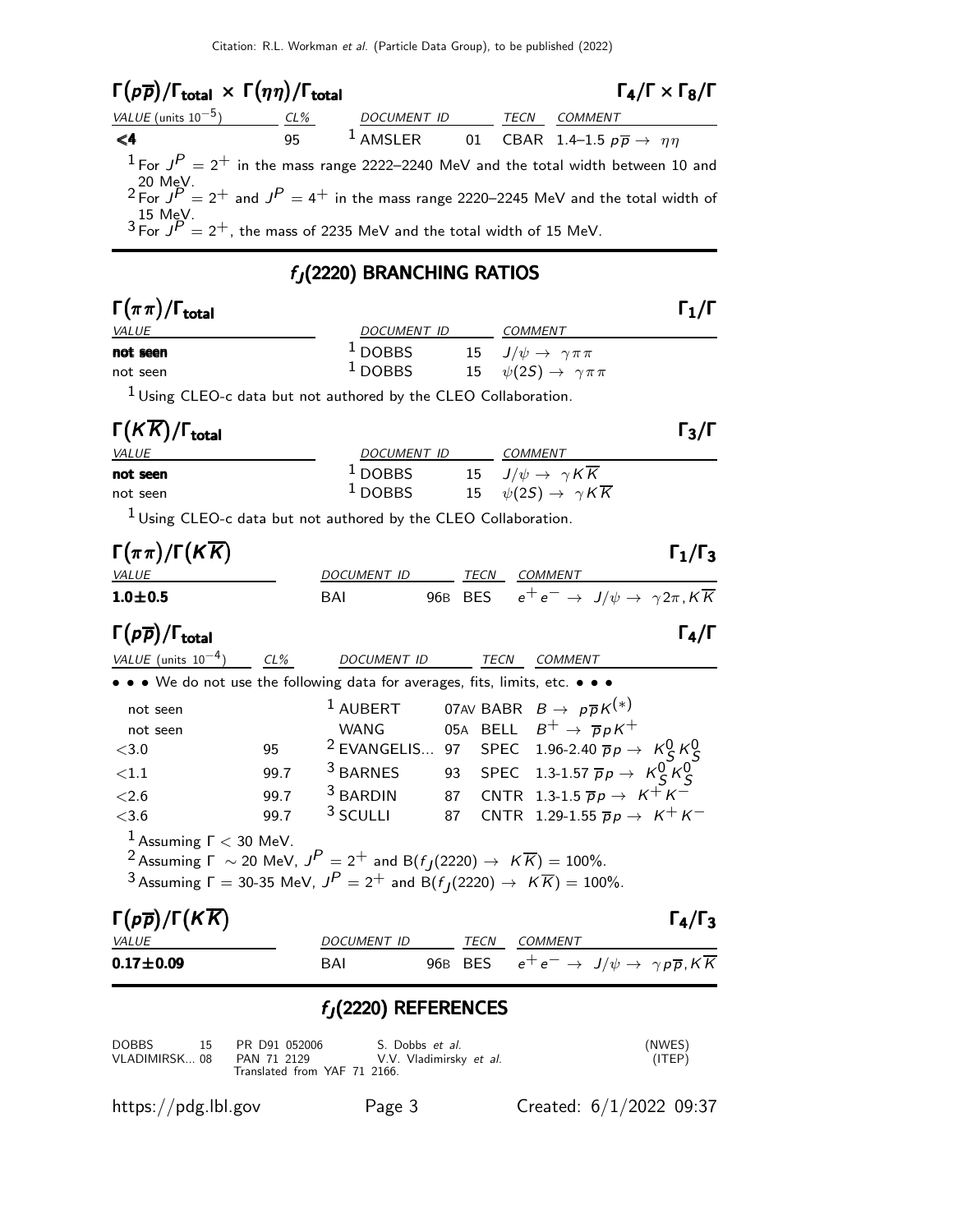### $\Gamma(p\overline{p})/\Gamma_{\text{total}} \times \Gamma(\eta\eta)/\Gamma_{\text{total}}$ $\qquad \Gamma_4/\Gamma \times \Gamma_8/\Gamma$

| VALUE (units $10^{-5}$) | CL% | DOCUMENT ID | | TECN | COMMENT |
|---|---|---|---|---|---|
| **<4** | 95 | [1] AMSLER | 01 | CBAR | 1.4–1.5 $p\overline{p} \to \eta\eta$ |

[1] For $J^P = 2^+$ in the mass range 2222–2240 MeV and the total width between 10 and 20 MeV.
[2] For $J^P = 2^+$ and $J^P = 4^+$ in the mass range 2220–2245 MeV and the total width of 15 MeV.
[3] For $J^P = 2^+$, the mass of 2235 MeV and the total width of 15 MeV.

## $f_J(2220)$ BRANCHING RATIOS

### $\Gamma(\pi\pi)/\Gamma_{\text{total}}$ $\qquad \Gamma_1/\Gamma$

| VALUE | DOCUMENT ID | | COMMENT |
|---|---|---|---|
| **not seen** | [1] DOBBS | 15 | $J/\psi \to \gamma\pi\pi$ |
| not seen | [1] DOBBS | 15 | $\psi(2S) \to \gamma\pi\pi$ |

[1] Using CLEO-c data but not authored by the CLEO Collaboration.

### $\Gamma(K\overline{K})/\Gamma_{\text{total}}$ $\qquad \Gamma_3/\Gamma$

| VALUE | DOCUMENT ID | | COMMENT |
|---|---|---|---|
| **not seen** | [1] DOBBS | 15 | $J/\psi \to \gamma K\overline{K}$ |
| not seen | [1] DOBBS | 15 | $\psi(2S) \to \gamma K\overline{K}$ |

[1] Using CLEO-c data but not authored by the CLEO Collaboration.

### $\Gamma(\pi\pi)/\Gamma(K\overline{K})$ $\qquad \Gamma_1/\Gamma_3$

| VALUE | DOCUMENT ID | | TECN | COMMENT |
|---|---|---|---|---|
| **1.0±0.5** | BAI | 96B | BES | $e^+e^- \to J/\psi \to \gamma 2\pi, K\overline{K}$ |

### $\Gamma(p\overline{p})/\Gamma_{\text{total}}$ $\qquad \Gamma_4/\Gamma$

| VALUE (units $10^{-4}$) | CL% | DOCUMENT ID | | TECN | COMMENT |
|---|---|---|---|---|---|
| • • • We do not use the following data for averages, fits, limits, etc. • • • | | | | | |
| not seen | | [1] AUBERT | 07AV | BABR | $B \to p\overline{p}K^{(*)}$ |
| not seen | | WANG | 05A | BELL | $B^+ \to \overline{p}pK^+$ |
| <3.0 | 95 | [2] EVANGELIS... | 97 | SPEC | 1.96-2.40 $\overline{p}p \to K^0_S K^0_S$ |
| <1.1 | 99.7 | [3] BARNES | 93 | SPEC | 1.3-1.57 $\overline{p}p \to K^0_S K^0_S$ |
| <2.6 | 99.7 | [3] BARDIN | 87 | CNTR | 1.3-1.5 $\overline{p}p \to K^+K^-$ |
| <3.6 | 99.7 | [3] SCULLI | 87 | CNTR | 1.29-1.55 $\overline{p}p \to K^+K^-$ |

[1] Assuming $\Gamma < 30$ MeV.
[2] Assuming $\Gamma \sim 20$ MeV, $J^P = 2^+$ and B($f_J(2220) \to K\overline{K}$) = 100%.
[3] Assuming $\Gamma$ = 30-35 MeV, $J^P = 2^+$ and B($f_J(2220) \to K\overline{K}$) = 100%.

### $\Gamma(p\overline{p})/\Gamma(K\overline{K})$ $\qquad \Gamma_4/\Gamma_3$

| VALUE | DOCUMENT ID | | TECN | COMMENT |
|---|---|---|---|---|
| **0.17±0.09** | BAI | 96B | BES | $e^+e^- \to J/\psi \to \gamma p\overline{p}, K\overline{K}$ |

## $f_J(2220)$ REFERENCES

| | | | | |
|---|---|---|---|---|
| DOBBS | 15 | PR D91 052006 | S. Dobbs *et al.* | (NWES) |
| VLADIMIRSK... | 08 | PAN 71 2129 | V.V. Vladimirsky *et al.* | (ITEP) |
| | | Translated from YAF 71 2166. | | |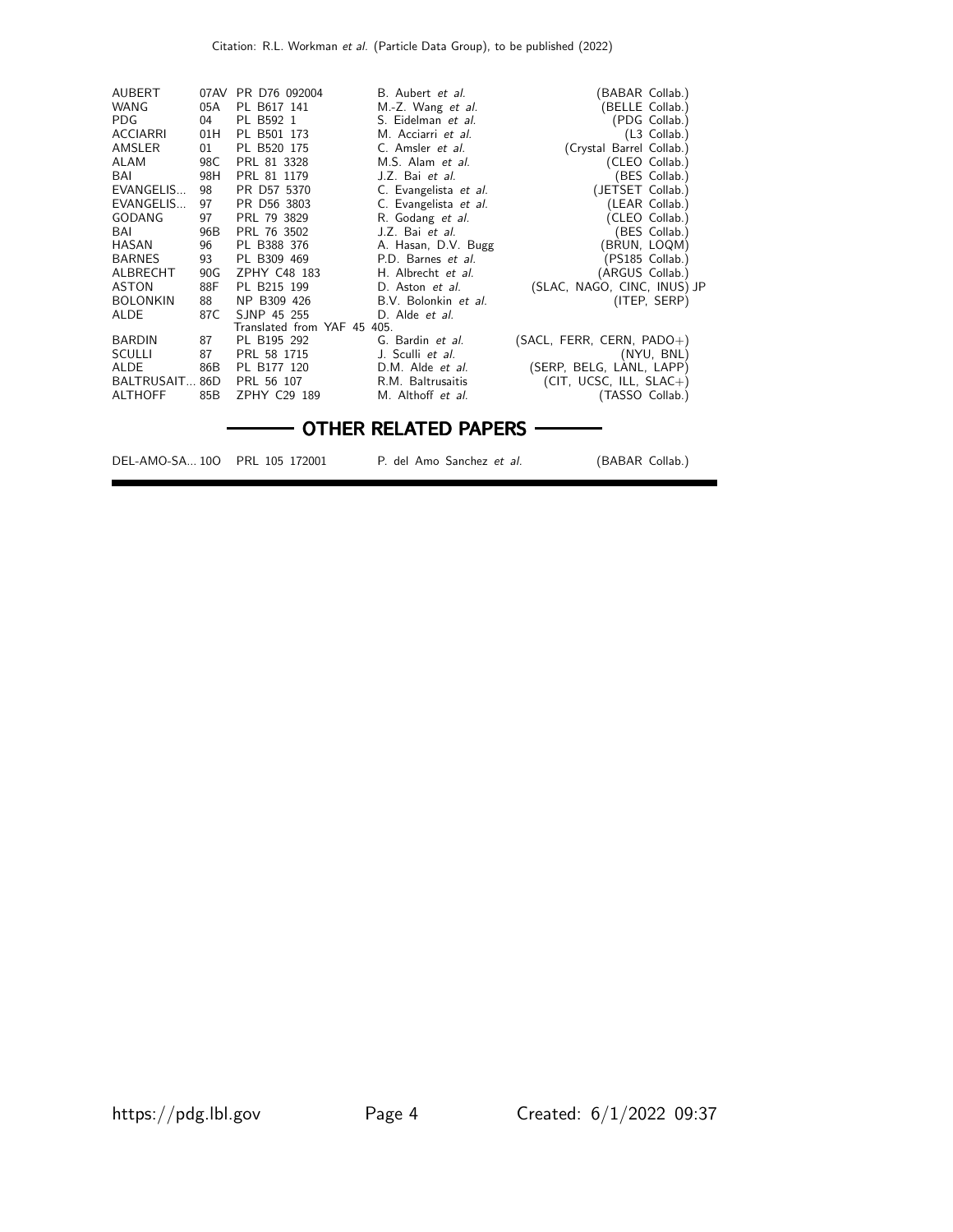| | | | | |
|---|---|---|---|---|
| AUBERT | 07AV | PR D76 092004 | B. Aubert *et al.* | (BABAR Collab.) |
| WANG | 05A | PL B617 141 | M.-Z. Wang *et al.* | (BELLE Collab.) |
| PDG | 04 | PL B592 1 | S. Eidelman *et al.* | (PDG Collab.) |
| ACCIARRI | 01H | PL B501 173 | M. Acciarri *et al.* | (L3 Collab.) |
| AMSLER | 01 | PL B520 175 | C. Amsler *et al.* | (Crystal Barrel Collab.) |
| ALAM | 98C | PRL 81 3328 | M.S. Alam *et al.* | (CLEO Collab.) |
| BAI | 98H | PRL 81 1179 | J.Z. Bai *et al.* | (BES Collab.) |
| EVANGELIS... | 98 | PR D57 5370 | C. Evangelista *et al.* | (JETSET Collab.) |
| EVANGELIS... | 97 | PR D56 3803 | C. Evangelista *et al.* | (LEAR Collab.) |
| GODANG | 97 | PRL 79 3829 | R. Godang *et al.* | (CLEO Collab.) |
| BAI | 96B | PRL 76 3502 | J.Z. Bai *et al.* | (BES Collab.) |
| HASAN | 96 | PL B388 376 | A. Hasan, D.V. Bugg | (BRUN, LOQM) |
| BARNES | 93 | PL B309 469 | P.D. Barnes *et al.* | (PS185 Collab.) |
| ALBRECHT | 90G | ZPHY C48 183 | H. Albrecht *et al.* | (ARGUS Collab.) |
| ASTON | 88F | PL B215 199 | D. Aston *et al.* | (SLAC, NAGO, CINC, INUS) JP |
| BOLONKIN | 88 | NP B309 426 | B.V. Bolonkin *et al.* | (ITEP, SERP) |
| ALDE | 87C | SJNP 45 255 | D. Alde *et al.* | |
| | | Translated from YAF 45 405. | | |
| BARDIN | 87 | PL B195 292 | G. Bardin *et al.* | (SACL, FERR, CERN, PADO+) |
| SCULLI | 87 | PRL 58 1715 | J. Sculli *et al.* | (NYU, BNL) |
| ALDE | 86B | PL B177 120 | D.M. Alde *et al.* | (SERP, BELG, LANL, LAPP) |
| BALTRUSAIT... | 86D | PRL 56 107 | R.M. Baltrusaitis | (CIT, UCSC, ILL, SLAC+) |
| ALTHOFF | 85B | ZPHY C29 189 | M. Althoff *et al.* | (TASSO Collab.) |

## OTHER RELATED PAPERS

| | | | | |
|---|---|---|---|---|
| DEL-AMO-SA... | 10O | PRL 105 172001 | P. del Amo Sanchez *et al.* | (BABAR Collab.) |